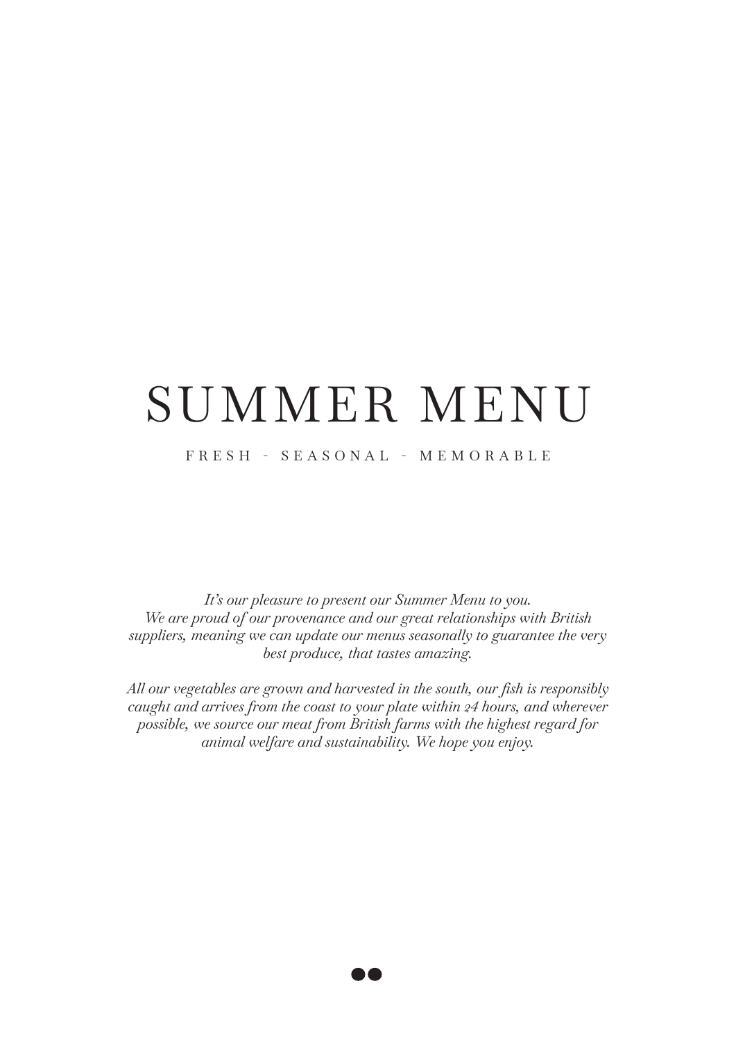# SUMMER MENU

FRESH - SEASONAL - MEMORABLE

*It's our pleasure to present our Summer Menu to you.*
*We are proud of our provenance and our great relationships with British suppliers, meaning we can update our menus seasonally to guarantee the very best produce, that tastes amazing.*

*All our vegetables are grown and harvested in the south, our fish is responsibly caught and arrives from the coast to your plate within 24 hours, and wherever possible, we source our meat from British farms with the highest regard for animal welfare and sustainability. We hope you enjoy.*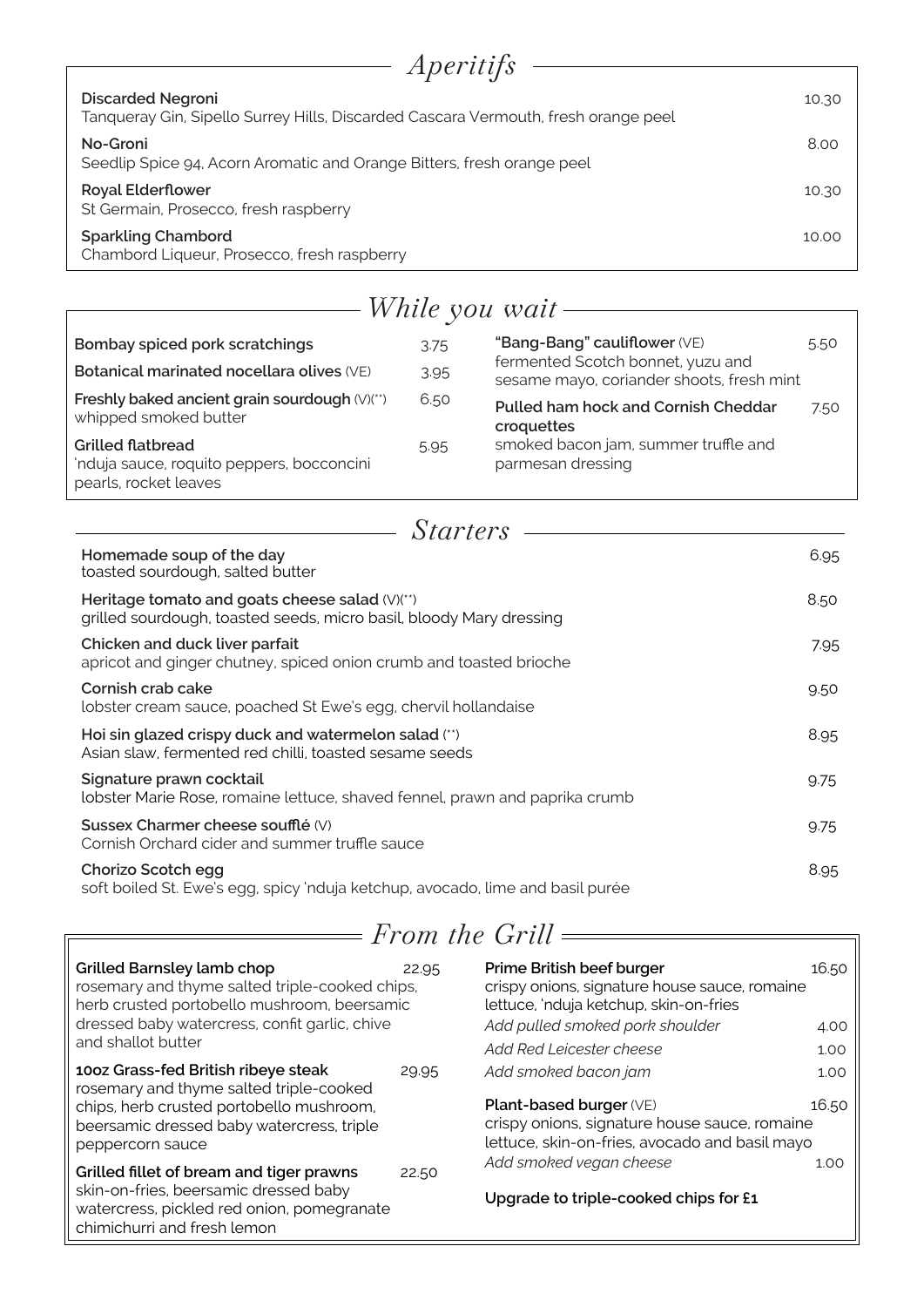## *Aperitifs*

**Discarded Negroni** — 10.30
Tanqueray Gin, Sipello Surrey Hills, Discarded Cascara Vermouth, fresh orange peel

**No-Groni** — 8.00
Seedlip Spice 94, Acorn Aromatic and Orange Bitters, fresh orange peel

**Royal Elderflower** — 10.30
St Germain, Prosecco, fresh raspberry

**Sparkling Chambord** — 10.00
Chambord Liqueur, Prosecco, fresh raspberry

## *While you wait*

**Bombay spiced pork scratchings** — 3.75

**Botanical marinated nocellara olives** (VE) — 3.95

**Freshly baked ancient grain sourdough** (V)(**) — 6.50
whipped smoked butter

**Grilled flatbread** — 5.95
'nduja sauce, roquito peppers, bocconcini pearls, rocket leaves

**"Bang-Bang" cauliflower** (VE) — 5.50
fermented Scotch bonnet, yuzu and sesame mayo, coriander shoots, fresh mint

**Pulled ham hock and Cornish Cheddar croquettes** — 7.50
smoked bacon jam, summer truffle and parmesan dressing

## *Starters*

**Homemade soup of the day** — 6.95
toasted sourdough, salted butter

**Heritage tomato and goats cheese salad** (V)(**) — 8.50
grilled sourdough, toasted seeds, micro basil, bloody Mary dressing

**Chicken and duck liver parfait** — 7.95
apricot and ginger chutney, spiced onion crumb and toasted brioche

**Cornish crab cake** — 9.50
lobster cream sauce, poached St Ewe's egg, chervil hollandaise

**Hoi sin glazed crispy duck and watermelon salad** (**) — 8.95
Asian slaw, fermented red chilli, toasted sesame seeds

**Signature prawn cocktail** — 9.75
lobster Marie Rose, romaine lettuce, shaved fennel, prawn and paprika crumb

**Sussex Charmer cheese soufflé** (V) — 9.75
Cornish Orchard cider and summer truffle sauce

**Chorizo Scotch egg** — 8.95
soft boiled St. Ewe's egg, spicy 'nduja ketchup, avocado, lime and basil purée

## *From the Grill*

**Grilled Barnsley lamb chop** — 22.95
rosemary and thyme salted triple-cooked chips, herb crusted portobello mushroom, beersamic dressed baby watercress, confit garlic, chive and shallot butter

**10oz Grass-fed British ribeye steak** — 29.95
rosemary and thyme salted triple-cooked chips, herb crusted portobello mushroom, beersamic dressed baby watercress, triple peppercorn sauce

**Grilled fillet of bream and tiger prawns** — 22.50
skin-on-fries, beersamic dressed baby watercress, pickled red onion, pomegranate chimichurri and fresh lemon

**Prime British beef burger** — 16.50
crispy onions, signature house sauce, romaine lettuce, 'nduja ketchup, skin-on-fries

*Add pulled smoked pork shoulder* — 4.00
*Add Red Leicester cheese* — 1.00
*Add smoked bacon jam* — 1.00

**Plant-based burger** (VE) — 16.50
crispy onions, signature house sauce, romaine lettuce, skin-on-fries, avocado and basil mayo

*Add smoked vegan cheese* — 1.00

**Upgrade to triple-cooked chips for £1**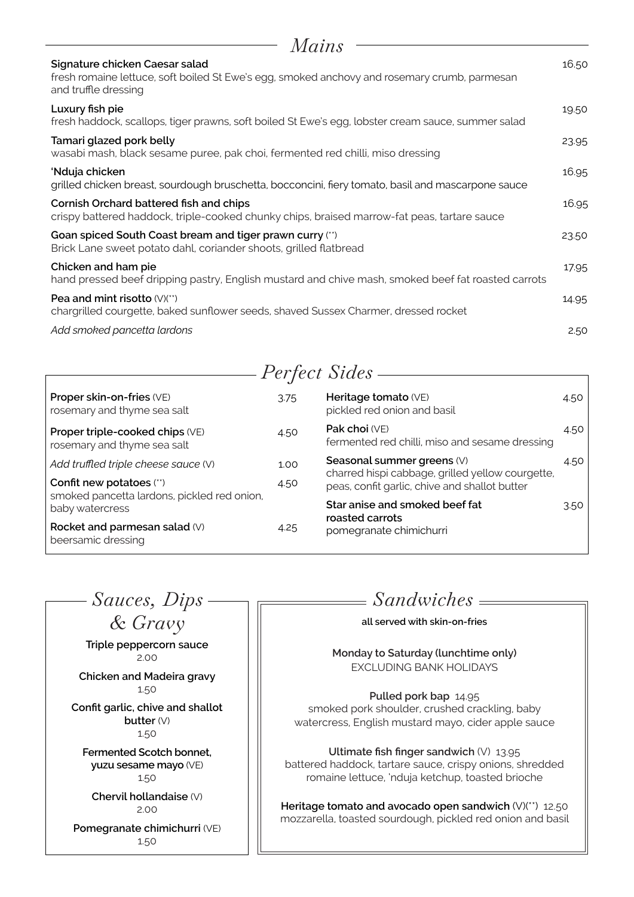## Mains

**Signature chicken Caesar salad** — 16.50
fresh romaine lettuce, soft boiled St Ewe's egg, smoked anchovy and rosemary crumb, parmesan and truffle dressing

**Luxury fish pie** — 19.50
fresh haddock, scallops, tiger prawns, soft boiled St Ewe's egg, lobster cream sauce, summer salad

**Tamari glazed pork belly** — 23.95
wasabi mash, black sesame puree, pak choi, fermented red chilli, miso dressing

**'Nduja chicken** — 16.95
grilled chicken breast, sourdough bruschetta, bocconcini, fiery tomato, basil and mascarpone sauce

**Cornish Orchard battered fish and chips** — 16.95
crispy battered haddock, triple-cooked chunky chips, braised marrow-fat peas, tartare sauce

**Goan spiced South Coast bream and tiger prawn curry** (**) — 23.50
Brick Lane sweet potato dahl, coriander shoots, grilled flatbread

**Chicken and ham pie** — 17.95
hand pressed beef dripping pastry, English mustard and chive mash, smoked beef fat roasted carrots

**Pea and mint risotto** (V)(**) — 14.95
chargrilled courgette, baked sunflower seeds, shaved Sussex Charmer, dressed rocket

*Add smoked pancetta lardons* — 2.50

## Perfect Sides

**Proper skin-on-fries** (VE) — 3.75
rosemary and thyme sea salt

**Proper triple-cooked chips** (VE) — 4.50
rosemary and thyme sea salt

*Add truffled triple cheese sauce* (V) — 1.00

**Confit new potatoes** (**) — 4.50
smoked pancetta lardons, pickled red onion, baby watercress

**Rocket and parmesan salad** (V) — 4.25
beersamic dressing

**Heritage tomato** (VE) — 4.50
pickled red onion and basil

**Pak choi** (VE) — 4.50
fermented red chilli, miso and sesame dressing

**Seasonal summer greens** (V) — 4.50
charred hispi cabbage, grilled yellow courgette, peas, confit garlic, chive and shallot butter

**Star anise and smoked beef fat roasted carrots** — 3.50
pomegranate chimichurri

## Sauces, Dips & Gravy

**Triple peppercorn sauce**
2.00

**Chicken and Madeira gravy**
1.50

**Confit garlic, chive and shallot butter** (V)
1.50

**Fermented Scotch bonnet, yuzu sesame mayo** (VE)
1.50

**Chervil hollandaise** (V)
2.00

**Pomegranate chimichurri** (VE)
1.50

## Sandwiches

**all served with skin-on-fries**

**Monday to Saturday (lunchtime only)**
EXCLUDING BANK HOLIDAYS

**Pulled pork bap** 14.95
smoked pork shoulder, crushed crackling, baby watercress, English mustard mayo, cider apple sauce

**Ultimate fish finger sandwich** (V) 13.95
battered haddock, tartare sauce, crispy onions, shredded romaine lettuce, 'nduja ketchup, toasted brioche

**Heritage tomato and avocado open sandwich** (V)(**) 12.50
mozzarella, toasted sourdough, pickled red onion and basil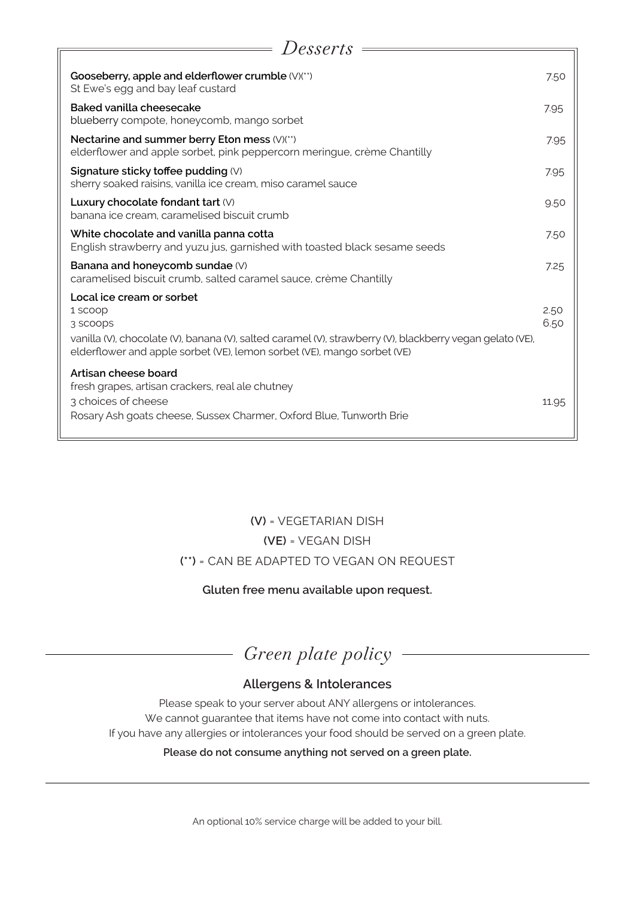## *Desserts*

**Gooseberry, apple and elderflower crumble** (V)(**) — 7.50
St Ewe's egg and bay leaf custard

**Baked vanilla cheesecake** — 7.95
blueberry compote, honeycomb, mango sorbet

**Nectarine and summer berry Eton mess** (V)(**) — 7.95
elderflower and apple sorbet, pink peppercorn meringue, crème Chantilly

**Signature sticky toffee pudding** (V) — 7.95
sherry soaked raisins, vanilla ice cream, miso caramel sauce

**Luxury chocolate fondant tart** (V) — 9.50
banana ice cream, caramelised biscuit crumb

**White chocolate and vanilla panna cotta** — 7.50
English strawberry and yuzu jus, garnished with toasted black sesame seeds

**Banana and honeycomb sundae** (V) — 7.25
caramelised biscuit crumb, salted caramel sauce, crème Chantilly

**Local ice cream or sorbet**
1 scoop — 2.50
3 scoops — 6.50
vanilla (V), chocolate (V), banana (V), salted caramel (V), strawberry (V), blackberry vegan gelato (VE), elderflower and apple sorbet (VE), lemon sorbet (VE), mango sorbet (VE)

**Artisan cheese board**
fresh grapes, artisan crackers, real ale chutney
3 choices of cheese — 11.95
Rosary Ash goats cheese, Sussex Charmer, Oxford Blue, Tunworth Brie

**(V)** = VEGETARIAN DISH

**(VE)** = VEGAN DISH

**(**)** = CAN BE ADAPTED TO VEGAN ON REQUEST

**Gluten free menu available upon request.**

## *Green plate policy*

### Allergens & Intolerances

Please speak to your server about ANY allergens or intolerances.
We cannot guarantee that items have not come into contact with nuts.
If you have any allergies or intolerances your food should be served on a green plate.

**Please do not consume anything not served on a green plate.**

An optional 10% service charge will be added to your bill.